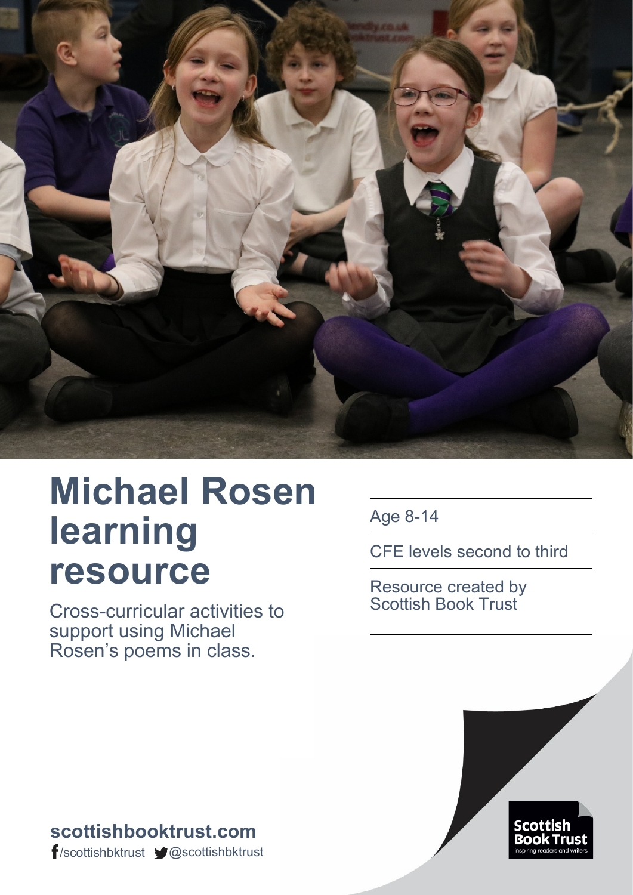# Michael Rosen learning resource

Cross-curricular activities to support using Michael Rosen's poems in class.

Age 8-14

CFE levels second to third

Resource created by Scottish Book Trust

**scottishbooktrust.com**

/scottishbktrust @scottishbktrust

Scottish Book Trust
inspiring readers and writers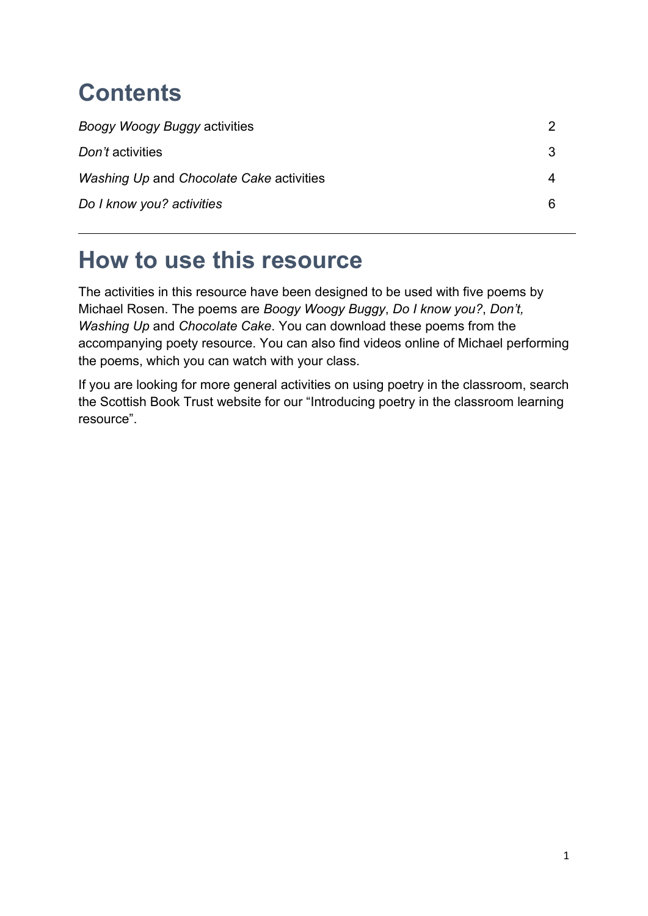# Contents

| | |
|---|---|
| *Boogy Woogy Buggy* activities | 2 |
| *Don't* activities | 3 |
| *Washing Up* and *Chocolate Cake* activities | 4 |
| *Do I know you? activities* | 6 |

---

# How to use this resource

The activities in this resource have been designed to be used with five poems by Michael Rosen. The poems are *Boogy Woogy Buggy*, *Do I know you?*, *Don't, Washing Up* and *Chocolate Cake*. You can download these poems from the accompanying poety resource. You can also find videos online of Michael performing the poems, which you can watch with your class.

If you are looking for more general activities on using poetry in the classroom, search the Scottish Book Trust website for our "Introducing poetry in the classroom learning resource".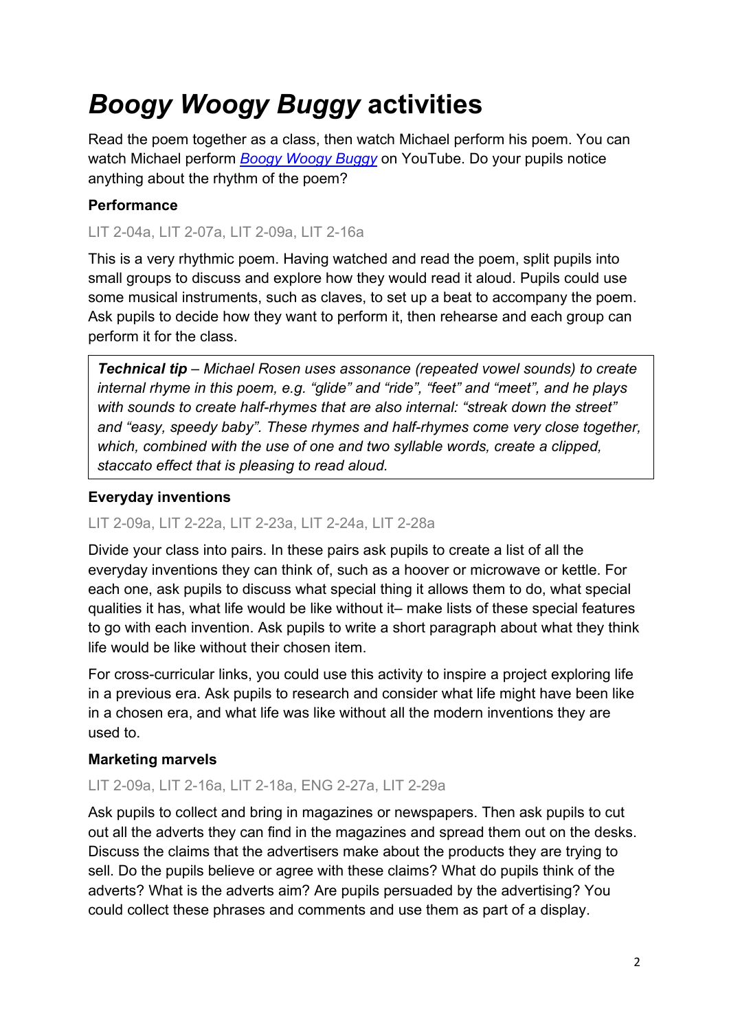# *Boogy Woogy Buggy* activities

Read the poem together as a class, then watch Michael perform his poem. You can watch Michael perform *Boogy Woogy Buggy* on YouTube. Do your pupils notice anything about the rhythm of the poem?

### Performance

LIT 2-04a, LIT 2-07a, LIT 2-09a, LIT 2-16a

This is a very rhythmic poem. Having watched and read the poem, split pupils into small groups to discuss and explore how they would read it aloud. Pupils could use some musical instruments, such as claves, to set up a beat to accompany the poem. Ask pupils to decide how they want to perform it, then rehearse and each group can perform it for the class.

> ***Technical tip*** *– Michael Rosen uses assonance (repeated vowel sounds) to create internal rhyme in this poem, e.g. "glide" and "ride", "feet" and "meet", and he plays with sounds to create half-rhymes that are also internal: "streak down the street" and "easy, speedy baby". These rhymes and half-rhymes come very close together, which, combined with the use of one and two syllable words, create a clipped, staccato effect that is pleasing to read aloud.*

### Everyday inventions

LIT 2-09a, LIT 2-22a, LIT 2-23a, LIT 2-24a, LIT 2-28a

Divide your class into pairs. In these pairs ask pupils to create a list of all the everyday inventions they can think of, such as a hoover or microwave or kettle. For each one, ask pupils to discuss what special thing it allows them to do, what special qualities it has, what life would be like without it– make lists of these special features to go with each invention. Ask pupils to write a short paragraph about what they think life would be like without their chosen item.

For cross-curricular links, you could use this activity to inspire a project exploring life in a previous era. Ask pupils to research and consider what life might have been like in a chosen era, and what life was like without all the modern inventions they are used to.

### Marketing marvels

LIT 2-09a, LIT 2-16a, LIT 2-18a, ENG 2-27a, LIT 2-29a

Ask pupils to collect and bring in magazines or newspapers. Then ask pupils to cut out all the adverts they can find in the magazines and spread them out on the desks. Discuss the claims that the advertisers make about the products they are trying to sell. Do the pupils believe or agree with these claims? What do pupils think of the adverts? What is the adverts aim? Are pupils persuaded by the advertising? You could collect these phrases and comments and use them as part of a display.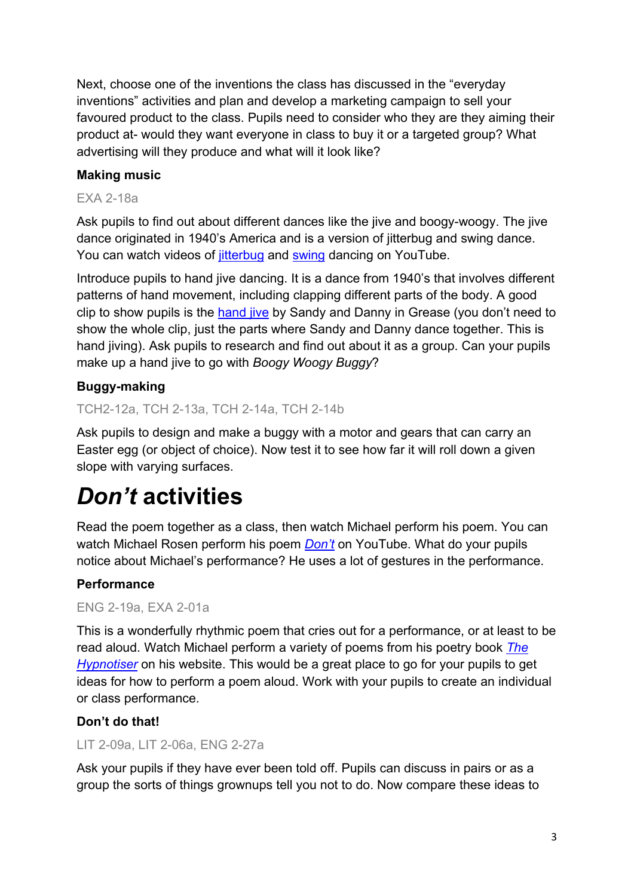Next, choose one of the inventions the class has discussed in the “everyday inventions” activities and plan and develop a marketing campaign to sell your favoured product to the class. Pupils need to consider who they are they aiming their product at- would they want everyone in class to buy it or a targeted group? What advertising will they produce and what will it look like?

### Making music

EXA 2-18a

Ask pupils to find out about different dances like the jive and boogy-woogy. The jive dance originated in 1940’s America and is a version of jitterbug and swing dance. You can watch videos of jitterbug and swing dancing on YouTube.

Introduce pupils to hand jive dancing. It is a dance from 1940’s that involves different patterns of hand movement, including clapping different parts of the body. A good clip to show pupils is the hand jive by Sandy and Danny in Grease (you don’t need to show the whole clip, just the parts where Sandy and Danny dance together. This is hand jiving). Ask pupils to research and find out about it as a group. Can your pupils make up a hand jive to go with *Boogy Woogy Buggy*?

### Buggy-making

TCH2-12a, TCH 2-13a, TCH 2-14a, TCH 2-14b

Ask pupils to design and make a buggy with a motor and gears that can carry an Easter egg (or object of choice). Now test it to see how far it will roll down a given slope with varying surfaces.

# *Don’t* activities

Read the poem together as a class, then watch Michael perform his poem. You can watch Michael Rosen perform his poem *Don’t* on YouTube. What do your pupils notice about Michael’s performance? He uses a lot of gestures in the performance.

### Performance

ENG 2-19a, EXA 2-01a

This is a wonderfully rhythmic poem that cries out for a performance, or at least to be read aloud. Watch Michael perform a variety of poems from his poetry book *The Hypnotiser* on his website. This would be a great place to go for your pupils to get ideas for how to perform a poem aloud. Work with your pupils to create an individual or class performance.

### Don’t do that!

LIT 2-09a, LIT 2-06a, ENG 2-27a

Ask your pupils if they have ever been told off. Pupils can discuss in pairs or as a group the sorts of things grownups tell you not to do. Now compare these ideas to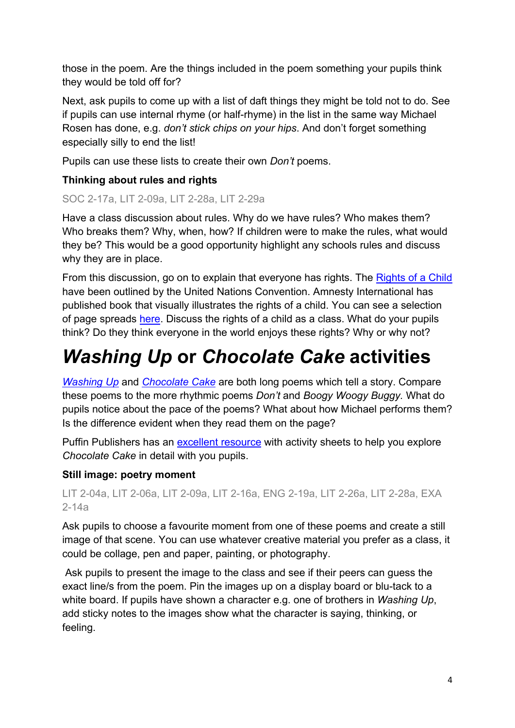those in the poem. Are the things included in the poem something your pupils think they would be told off for?

Next, ask pupils to come up with a list of daft things they might be told not to do. See if pupils can use internal rhyme (or half-rhyme) in the list in the same way Michael Rosen has done, e.g. *don't stick chips on your hips*. And don't forget something especially silly to end the list!

Pupils can use these lists to create their own *Don't* poems.

### Thinking about rules and rights

SOC 2-17a, LIT 2-09a, LIT 2-28a, LIT 2-29a

Have a class discussion about rules. Why do we have rules? Who makes them? Who breaks them? Why, when, how? If children were to make the rules, what would they be? This would be a good opportunity highlight any schools rules and discuss why they are in place.

From this discussion, go on to explain that everyone has rights. The Rights of a Child have been outlined by the United Nations Convention. Amnesty International has published book that visually illustrates the rights of a child. You can see a selection of page spreads here. Discuss the rights of a child as a class. What do your pupils think? Do they think everyone in the world enjoys these rights? Why or why not?

# *Washing Up* or *Chocolate Cake* activities

*Washing Up* and *Chocolate Cake* are both long poems which tell a story. Compare these poems to the more rhythmic poems *Don't* and *Boogy Woogy Buggy*. What do pupils notice about the pace of the poems? What about how Michael performs them? Is the difference evident when they read them on the page?

Puffin Publishers has an excellent resource with activity sheets to help you explore *Chocolate Cake* in detail with you pupils.

### Still image: poetry moment

LIT 2-04a, LIT 2-06a, LIT 2-09a, LIT 2-16a, ENG 2-19a, LIT 2-26a, LIT 2-28a, EXA 2-14a

Ask pupils to choose a favourite moment from one of these poems and create a still image of that scene. You can use whatever creative material you prefer as a class, it could be collage, pen and paper, painting, or photography.

Ask pupils to present the image to the class and see if their peers can guess the exact line/s from the poem. Pin the images up on a display board or blu-tack to a white board. If pupils have shown a character e.g. one of brothers in *Washing Up*, add sticky notes to the images show what the character is saying, thinking, or feeling.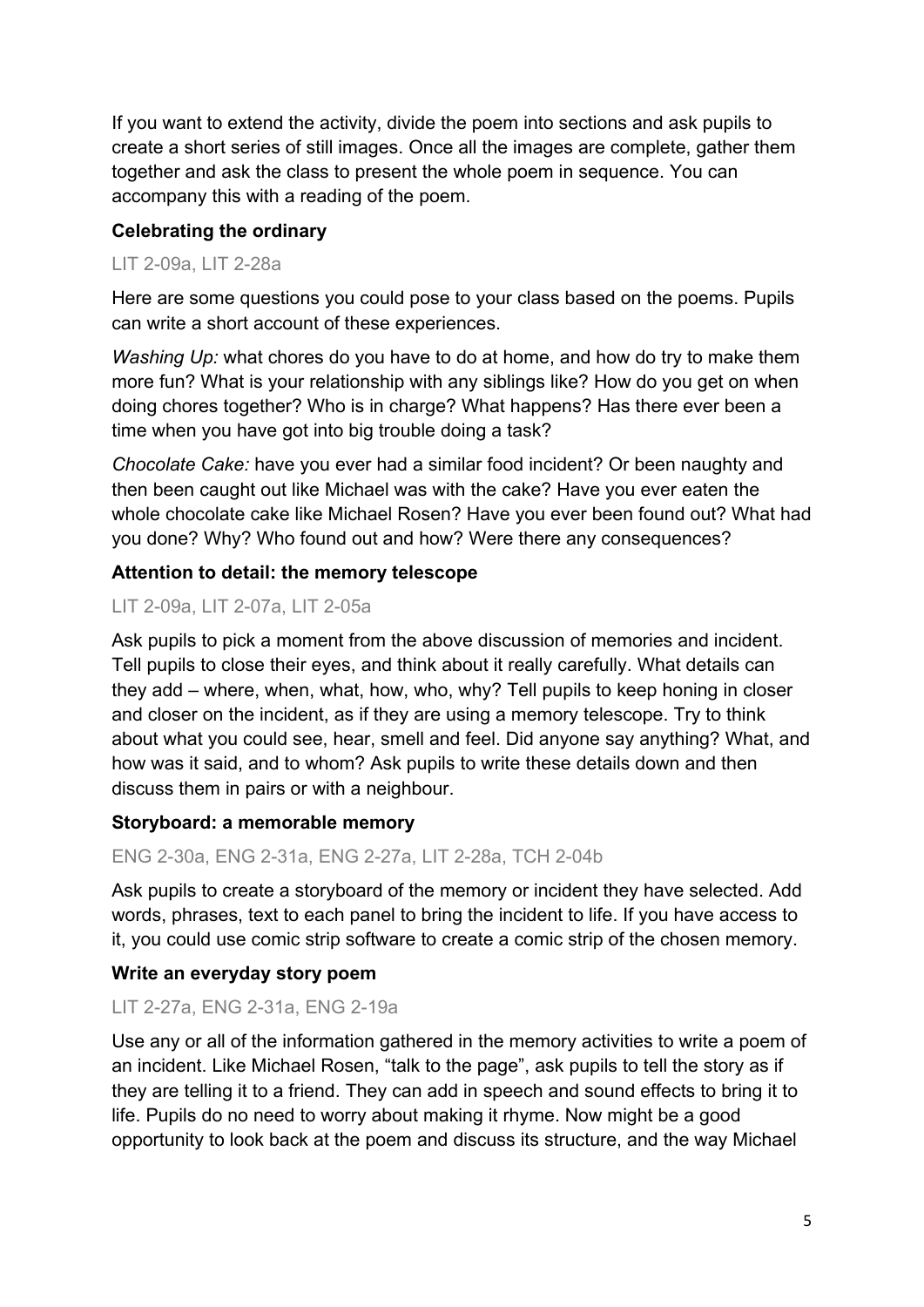If you want to extend the activity, divide the poem into sections and ask pupils to create a short series of still images. Once all the images are complete, gather them together and ask the class to present the whole poem in sequence. You can accompany this with a reading of the poem.

### Celebrating the ordinary

LIT 2-09a, LIT 2-28a

Here are some questions you could pose to your class based on the poems. Pupils can write a short account of these experiences.

*Washing Up:* what chores do you have to do at home, and how do try to make them more fun? What is your relationship with any siblings like? How do you get on when doing chores together? Who is in charge? What happens? Has there ever been a time when you have got into big trouble doing a task?

*Chocolate Cake:* have you ever had a similar food incident? Or been naughty and then been caught out like Michael was with the cake? Have you ever eaten the whole chocolate cake like Michael Rosen? Have you ever been found out? What had you done? Why? Who found out and how? Were there any consequences?

### Attention to detail: the memory telescope

LIT 2-09a, LIT 2-07a, LIT 2-05a

Ask pupils to pick a moment from the above discussion of memories and incident. Tell pupils to close their eyes, and think about it really carefully. What details can they add – where, when, what, how, who, why? Tell pupils to keep honing in closer and closer on the incident, as if they are using a memory telescope. Try to think about what you could see, hear, smell and feel. Did anyone say anything? What, and how was it said, and to whom? Ask pupils to write these details down and then discuss them in pairs or with a neighbour.

### Storyboard: a memorable memory

ENG 2-30a, ENG 2-31a, ENG 2-27a, LIT 2-28a, TCH 2-04b

Ask pupils to create a storyboard of the memory or incident they have selected. Add words, phrases, text to each panel to bring the incident to life. If you have access to it, you could use comic strip software to create a comic strip of the chosen memory.

### Write an everyday story poem

LIT 2-27a, ENG 2-31a, ENG 2-19a

Use any or all of the information gathered in the memory activities to write a poem of an incident. Like Michael Rosen, “talk to the page”, ask pupils to tell the story as if they are telling it to a friend. They can add in speech and sound effects to bring it to life. Pupils do no need to worry about making it rhyme. Now might be a good opportunity to look back at the poem and discuss its structure, and the way Michael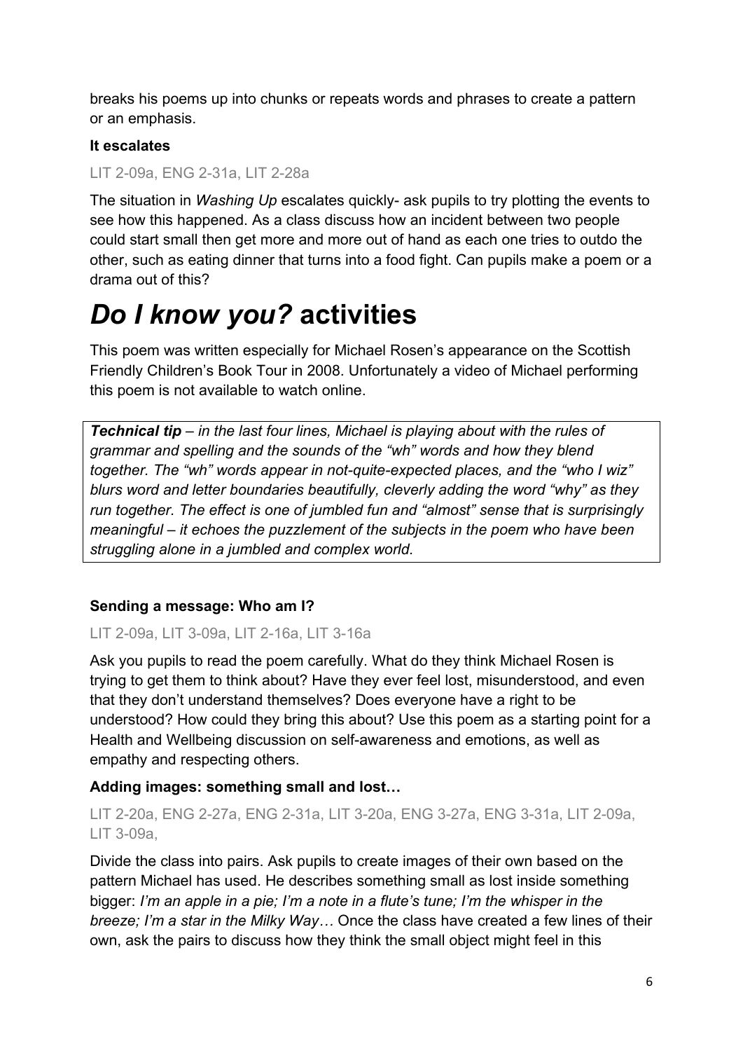breaks his poems up into chunks or repeats words and phrases to create a pattern or an emphasis.

### It escalates

LIT 2-09a, ENG 2-31a, LIT 2-28a

The situation in *Washing Up* escalates quickly- ask pupils to try plotting the events to see how this happened. As a class discuss how an incident between two people could start small then get more and more out of hand as each one tries to outdo the other, such as eating dinner that turns into a food fight. Can pupils make a poem or a drama out of this?

# *Do I know you?* activities

This poem was written especially for Michael Rosen's appearance on the Scottish Friendly Children's Book Tour in 2008. Unfortunately a video of Michael performing this poem is not available to watch online.

> ***Technical tip*** *– in the last four lines, Michael is playing about with the rules of grammar and spelling and the sounds of the "wh" words and how they blend together. The "wh" words appear in not-quite-expected places, and the "who I wiz" blurs word and letter boundaries beautifully, cleverly adding the word "why" as they run together. The effect is one of jumbled fun and "almost" sense that is surprisingly meaningful – it echoes the puzzlement of the subjects in the poem who have been struggling alone in a jumbled and complex world.*

### Sending a message: Who am I?

LIT 2-09a, LIT 3-09a, LIT 2-16a, LIT 3-16a

Ask you pupils to read the poem carefully. What do they think Michael Rosen is trying to get them to think about? Have they ever feel lost, misunderstood, and even that they don't understand themselves? Does everyone have a right to be understood? How could they bring this about? Use this poem as a starting point for a Health and Wellbeing discussion on self-awareness and emotions, as well as empathy and respecting others.

### Adding images: something small and lost…

LIT 2-20a, ENG 2-27a, ENG 2-31a, LIT 3-20a, ENG 3-27a, ENG 3-31a, LIT 2-09a, LIT 3-09a,

Divide the class into pairs. Ask pupils to create images of their own based on the pattern Michael has used. He describes something small as lost inside something bigger: *I'm an apple in a pie; I'm a note in a flute's tune; I'm the whisper in the breeze; I'm a star in the Milky Way…* Once the class have created a few lines of their own, ask the pairs to discuss how they think the small object might feel in this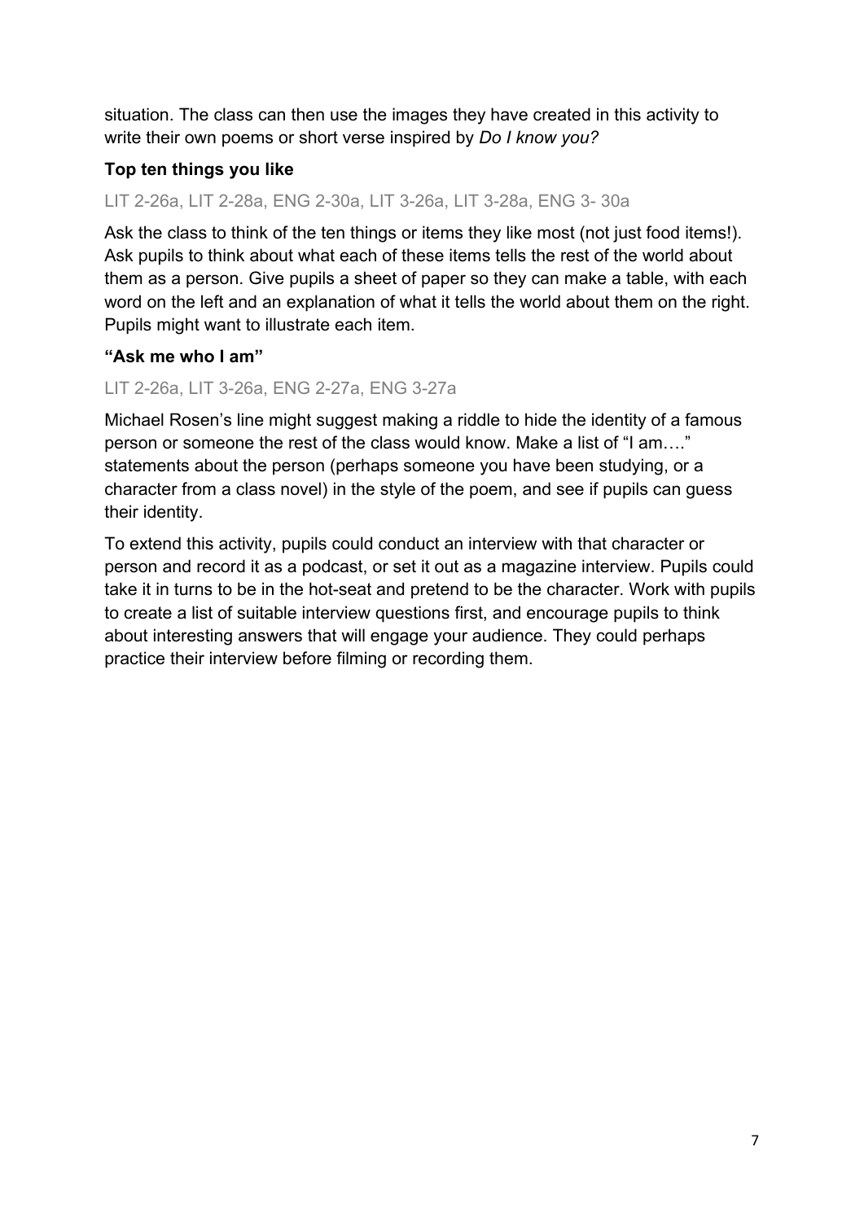situation. The class can then use the images they have created in this activity to write their own poems or short verse inspired by *Do I know you?*

**Top ten things you like**

LIT 2-26a, LIT 2-28a, ENG 2-30a, LIT 3-26a, LIT 3-28a, ENG 3- 30a

Ask the class to think of the ten things or items they like most (not just food items!). Ask pupils to think about what each of these items tells the rest of the world about them as a person. Give pupils a sheet of paper so they can make a table, with each word on the left and an explanation of what it tells the world about them on the right. Pupils might want to illustrate each item.

**"Ask me who I am"**

LIT 2-26a, LIT 3-26a, ENG 2-27a, ENG 3-27a

Michael Rosen's line might suggest making a riddle to hide the identity of a famous person or someone the rest of the class would know. Make a list of "I am…." statements about the person (perhaps someone you have been studying, or a character from a class novel) in the style of the poem, and see if pupils can guess their identity.

To extend this activity, pupils could conduct an interview with that character or person and record it as a podcast, or set it out as a magazine interview. Pupils could take it in turns to be in the hot-seat and pretend to be the character. Work with pupils to create a list of suitable interview questions first, and encourage pupils to think about interesting answers that will engage your audience. They could perhaps practice their interview before filming or recording them.